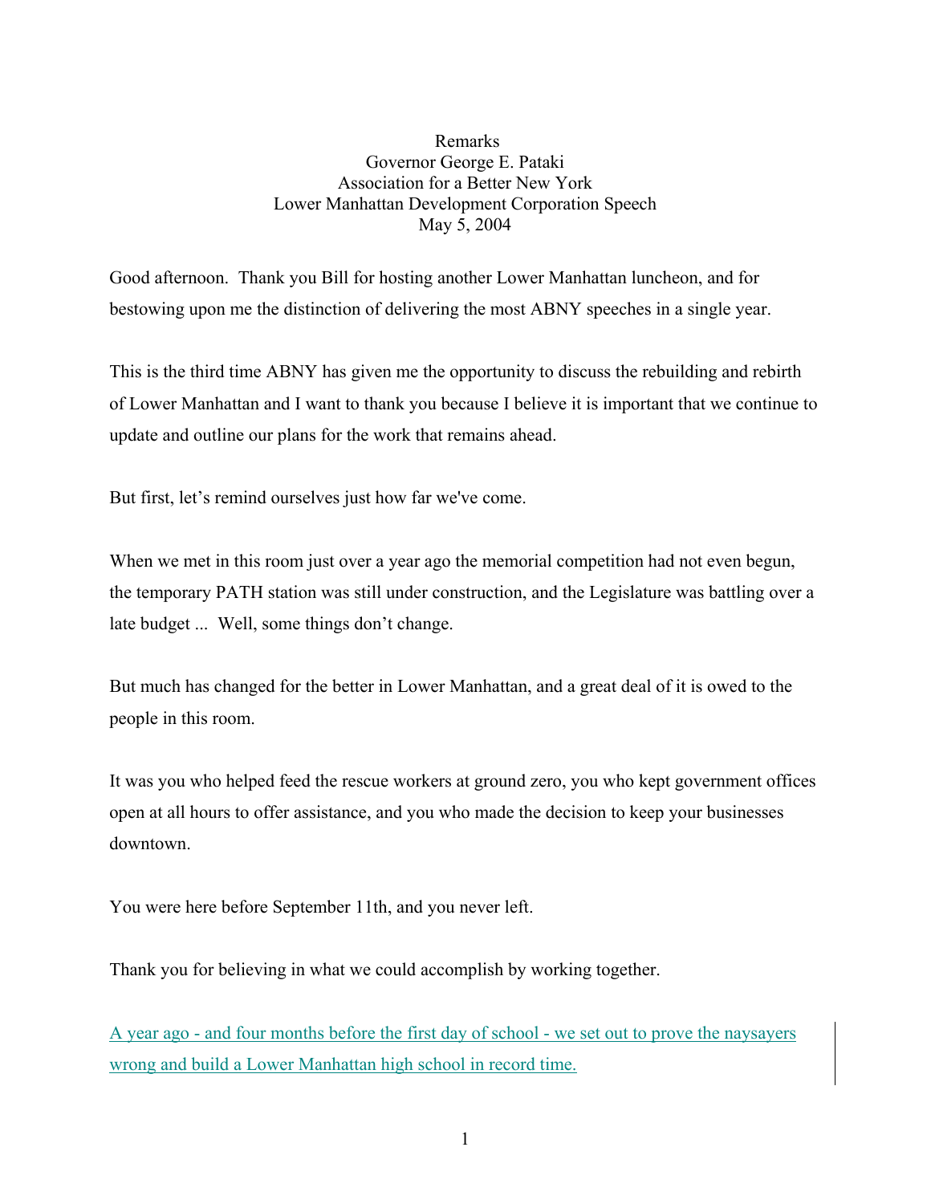Remarks
Governor George E. Pataki
Association for a Better New York
Lower Manhattan Development Corporation Speech
May 5, 2004

Good afternoon. Thank you Bill for hosting another Lower Manhattan luncheon, and for bestowing upon me the distinction of delivering the most ABNY speeches in a single year.

This is the third time ABNY has given me the opportunity to discuss the rebuilding and rebirth of Lower Manhattan and I want to thank you because I believe it is important that we continue to update and outline our plans for the work that remains ahead.

But first, let's remind ourselves just how far we've come.

When we met in this room just over a year ago the memorial competition had not even begun, the temporary PATH station was still under construction, and the Legislature was battling over a late budget ... Well, some things don't change.

But much has changed for the better in Lower Manhattan, and a great deal of it is owed to the people in this room.

It was you who helped feed the rescue workers at ground zero, you who kept government offices open at all hours to offer assistance, and you who made the decision to keep your businesses downtown.

You were here before September 11th, and you never left.

Thank you for believing in what we could accomplish by working together.

A year ago - and four months before the first day of school - we set out to prove the naysayers wrong and build a Lower Manhattan high school in record time.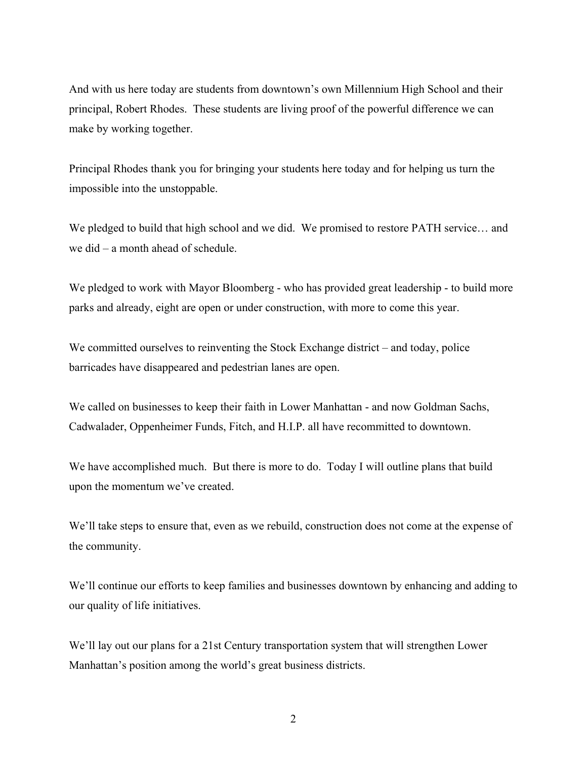And with us here today are students from downtown's own Millennium High School and their principal, Robert Rhodes. These students are living proof of the powerful difference we can make by working together.

Principal Rhodes thank you for bringing your students here today and for helping us turn the impossible into the unstoppable.

We pledged to build that high school and we did. We promised to restore PATH service… and we did – a month ahead of schedule.

We pledged to work with Mayor Bloomberg - who has provided great leadership - to build more parks and already, eight are open or under construction, with more to come this year.

We committed ourselves to reinventing the Stock Exchange district – and today, police barricades have disappeared and pedestrian lanes are open.

We called on businesses to keep their faith in Lower Manhattan - and now Goldman Sachs, Cadwalader, Oppenheimer Funds, Fitch, and H.I.P. all have recommitted to downtown.

We have accomplished much. But there is more to do. Today I will outline plans that build upon the momentum we've created.

We'll take steps to ensure that, even as we rebuild, construction does not come at the expense of the community.

We'll continue our efforts to keep families and businesses downtown by enhancing and adding to our quality of life initiatives.

We'll lay out our plans for a 21st Century transportation system that will strengthen Lower Manhattan's position among the world's great business districts.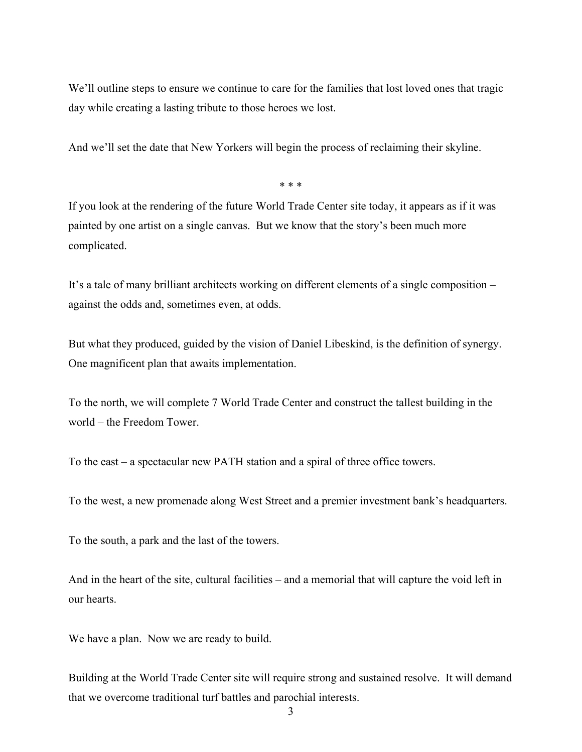We'll outline steps to ensure we continue to care for the families that lost loved ones that tragic day while creating a lasting tribute to those heroes we lost.

And we'll set the date that New Yorkers will begin the process of reclaiming their skyline.

\* \* \*

If you look at the rendering of the future World Trade Center site today, it appears as if it was painted by one artist on a single canvas. But we know that the story's been much more complicated.

It's a tale of many brilliant architects working on different elements of a single composition – against the odds and, sometimes even, at odds.

But what they produced, guided by the vision of Daniel Libeskind, is the definition of synergy. One magnificent plan that awaits implementation.

To the north, we will complete 7 World Trade Center and construct the tallest building in the world – the Freedom Tower.

To the east – a spectacular new PATH station and a spiral of three office towers.

To the west, a new promenade along West Street and a premier investment bank's headquarters.

To the south, a park and the last of the towers.

And in the heart of the site, cultural facilities – and a memorial that will capture the void left in our hearts.

We have a plan. Now we are ready to build.

Building at the World Trade Center site will require strong and sustained resolve. It will demand that we overcome traditional turf battles and parochial interests.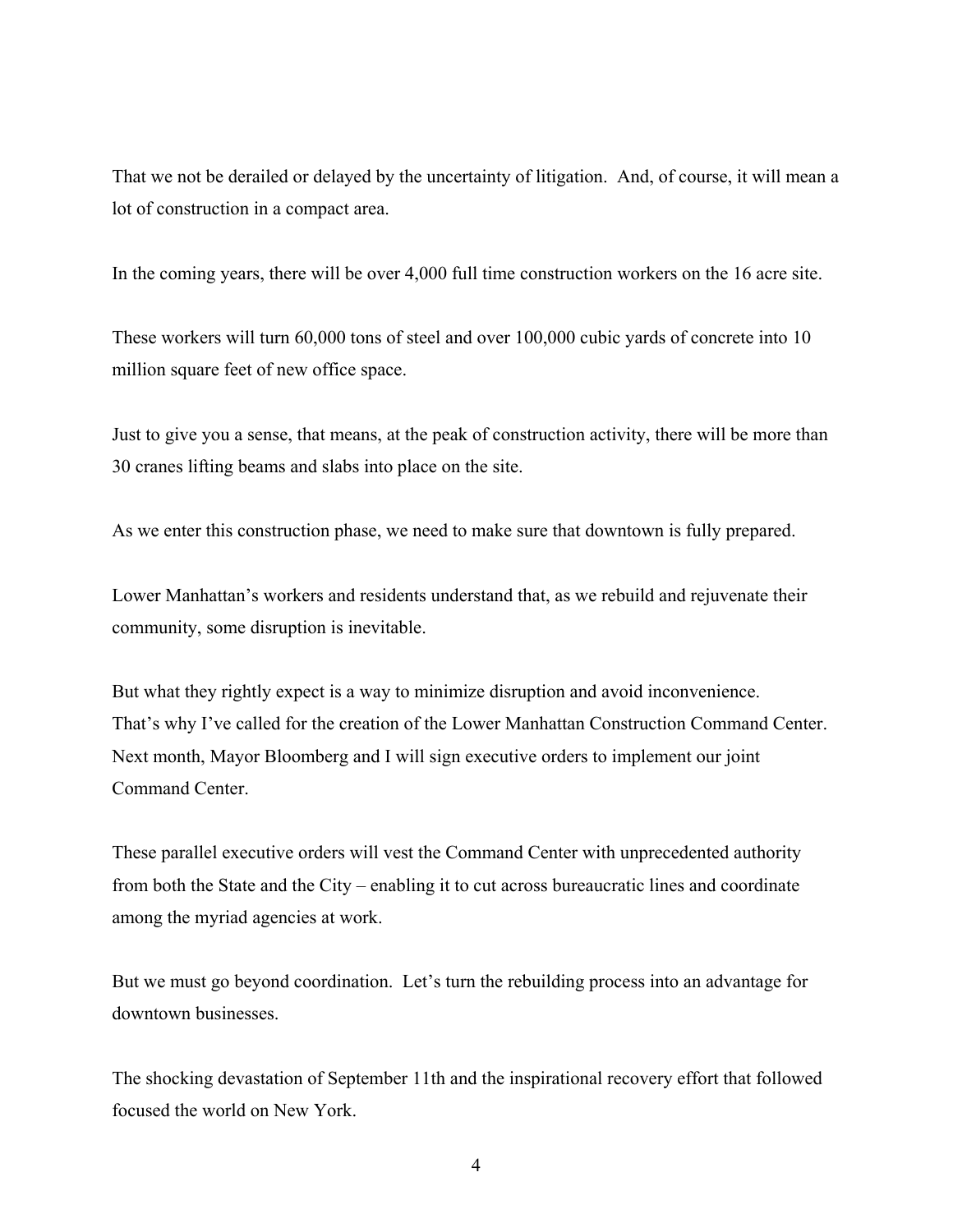That we not be derailed or delayed by the uncertainty of litigation. And, of course, it will mean a lot of construction in a compact area.

In the coming years, there will be over 4,000 full time construction workers on the 16 acre site.

These workers will turn 60,000 tons of steel and over 100,000 cubic yards of concrete into 10 million square feet of new office space.

Just to give you a sense, that means, at the peak of construction activity, there will be more than 30 cranes lifting beams and slabs into place on the site.

As we enter this construction phase, we need to make sure that downtown is fully prepared.

Lower Manhattan's workers and residents understand that, as we rebuild and rejuvenate their community, some disruption is inevitable.

But what they rightly expect is a way to minimize disruption and avoid inconvenience. That's why I've called for the creation of the Lower Manhattan Construction Command Center. Next month, Mayor Bloomberg and I will sign executive orders to implement our joint Command Center.

These parallel executive orders will vest the Command Center with unprecedented authority from both the State and the City – enabling it to cut across bureaucratic lines and coordinate among the myriad agencies at work.

But we must go beyond coordination. Let's turn the rebuilding process into an advantage for downtown businesses.

The shocking devastation of September 11th and the inspirational recovery effort that followed focused the world on New York.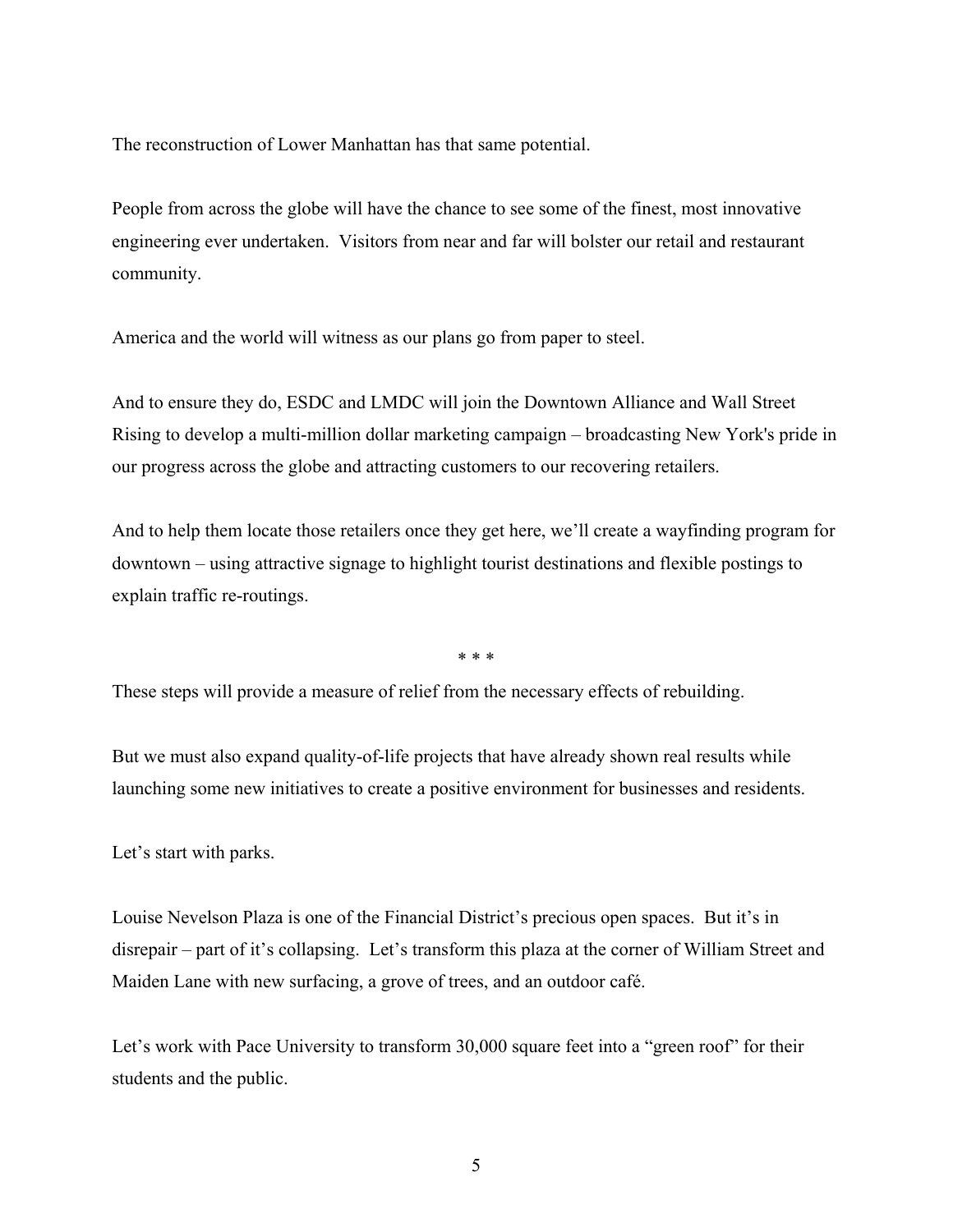The reconstruction of Lower Manhattan has that same potential.

People from across the globe will have the chance to see some of the finest, most innovative engineering ever undertaken. Visitors from near and far will bolster our retail and restaurant community.

America and the world will witness as our plans go from paper to steel.

And to ensure they do, ESDC and LMDC will join the Downtown Alliance and Wall Street Rising to develop a multi-million dollar marketing campaign – broadcasting New York's pride in our progress across the globe and attracting customers to our recovering retailers.

And to help them locate those retailers once they get here, we'll create a wayfinding program for downtown – using attractive signage to highlight tourist destinations and flexible postings to explain traffic re-routings.

* * *

These steps will provide a measure of relief from the necessary effects of rebuilding.

But we must also expand quality-of-life projects that have already shown real results while launching some new initiatives to create a positive environment for businesses and residents.

Let's start with parks.

Louise Nevelson Plaza is one of the Financial District's precious open spaces. But it's in disrepair – part of it's collapsing. Let's transform this plaza at the corner of William Street and Maiden Lane with new surfacing, a grove of trees, and an outdoor café.

Let's work with Pace University to transform 30,000 square feet into a "green roof" for their students and the public.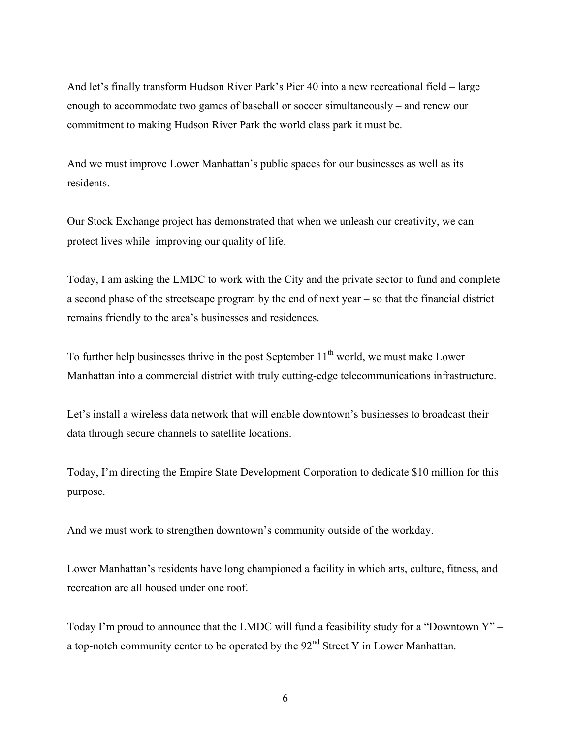And let's finally transform Hudson River Park's Pier 40 into a new recreational field – large enough to accommodate two games of baseball or soccer simultaneously – and renew our commitment to making Hudson River Park the world class park it must be.

And we must improve Lower Manhattan's public spaces for our businesses as well as its residents.

Our Stock Exchange project has demonstrated that when we unleash our creativity, we can protect lives while improving our quality of life.

Today, I am asking the LMDC to work with the City and the private sector to fund and complete a second phase of the streetscape program by the end of next year – so that the financial district remains friendly to the area's businesses and residences.

To further help businesses thrive in the post September 11th world, we must make Lower Manhattan into a commercial district with truly cutting-edge telecommunications infrastructure.

Let's install a wireless data network that will enable downtown's businesses to broadcast their data through secure channels to satellite locations.

Today, I'm directing the Empire State Development Corporation to dedicate $10 million for this purpose.

And we must work to strengthen downtown's community outside of the workday.

Lower Manhattan's residents have long championed a facility in which arts, culture, fitness, and recreation are all housed under one roof.

Today I'm proud to announce that the LMDC will fund a feasibility study for a "Downtown Y" – a top-notch community center to be operated by the 92nd Street Y in Lower Manhattan.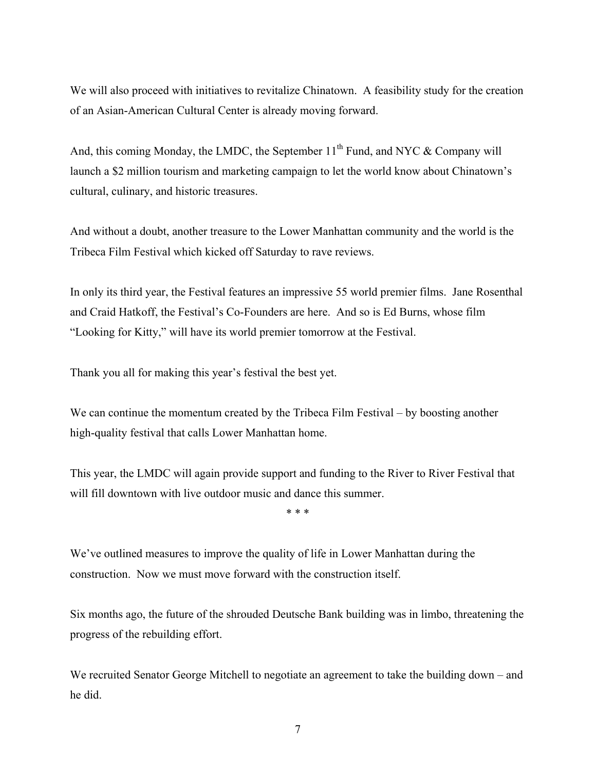We will also proceed with initiatives to revitalize Chinatown. A feasibility study for the creation of an Asian-American Cultural Center is already moving forward.

And, this coming Monday, the LMDC, the September 11th Fund, and NYC & Company will launch a $2 million tourism and marketing campaign to let the world know about Chinatown's cultural, culinary, and historic treasures.

And without a doubt, another treasure to the Lower Manhattan community and the world is the Tribeca Film Festival which kicked off Saturday to rave reviews.

In only its third year, the Festival features an impressive 55 world premier films. Jane Rosenthal and Craid Hatkoff, the Festival's Co-Founders are here. And so is Ed Burns, whose film "Looking for Kitty," will have its world premier tomorrow at the Festival.

Thank you all for making this year's festival the best yet.

We can continue the momentum created by the Tribeca Film Festival – by boosting another high-quality festival that calls Lower Manhattan home.

This year, the LMDC will again provide support and funding to the River to River Festival that will fill downtown with live outdoor music and dance this summer.

\* \* \*

We've outlined measures to improve the quality of life in Lower Manhattan during the construction. Now we must move forward with the construction itself.

Six months ago, the future of the shrouded Deutsche Bank building was in limbo, threatening the progress of the rebuilding effort.

We recruited Senator George Mitchell to negotiate an agreement to take the building down – and he did.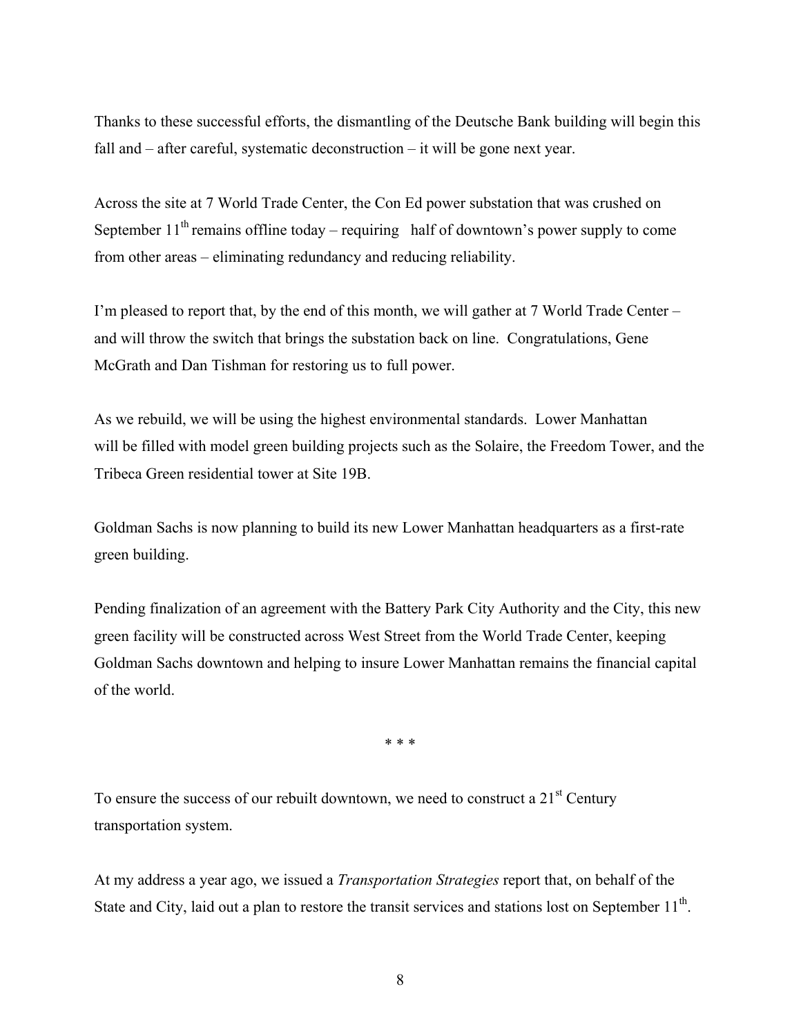Thanks to these successful efforts, the dismantling of the Deutsche Bank building will begin this fall and – after careful, systematic deconstruction – it will be gone next year.

Across the site at 7 World Trade Center, the Con Ed power substation that was crushed on September 11th remains offline today – requiring half of downtown's power supply to come from other areas – eliminating redundancy and reducing reliability.

I'm pleased to report that, by the end of this month, we will gather at 7 World Trade Center – and will throw the switch that brings the substation back on line. Congratulations, Gene McGrath and Dan Tishman for restoring us to full power.

As we rebuild, we will be using the highest environmental standards. Lower Manhattan will be filled with model green building projects such as the Solaire, the Freedom Tower, and the Tribeca Green residential tower at Site 19B.

Goldman Sachs is now planning to build its new Lower Manhattan headquarters as a first-rate green building.

Pending finalization of an agreement with the Battery Park City Authority and the City, this new green facility will be constructed across West Street from the World Trade Center, keeping Goldman Sachs downtown and helping to insure Lower Manhattan remains the financial capital of the world.

\* \* \*

To ensure the success of our rebuilt downtown, we need to construct a 21st Century transportation system.

At my address a year ago, we issued a *Transportation Strategies* report that, on behalf of the State and City, laid out a plan to restore the transit services and stations lost on September 11th.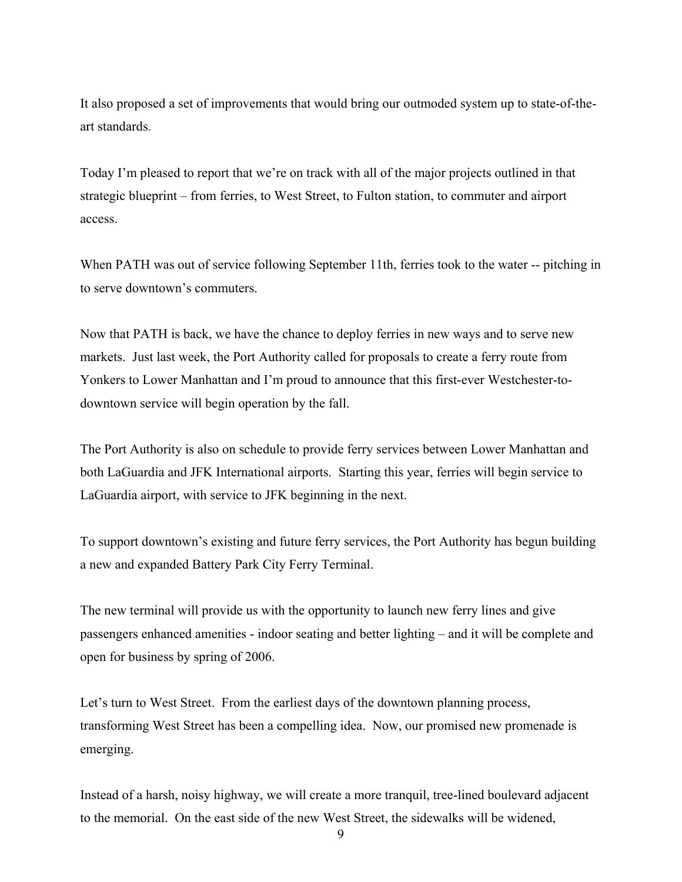It also proposed a set of improvements that would bring our outmoded system up to state-of-the-art standards.

Today I'm pleased to report that we're on track with all of the major projects outlined in that strategic blueprint – from ferries, to West Street, to Fulton station, to commuter and airport access.

When PATH was out of service following September 11th, ferries took to the water -- pitching in to serve downtown's commuters.

Now that PATH is back, we have the chance to deploy ferries in new ways and to serve new markets. Just last week, the Port Authority called for proposals to create a ferry route from Yonkers to Lower Manhattan and I'm proud to announce that this first-ever Westchester-to-downtown service will begin operation by the fall.

The Port Authority is also on schedule to provide ferry services between Lower Manhattan and both LaGuardia and JFK International airports. Starting this year, ferries will begin service to LaGuardia airport, with service to JFK beginning in the next.

To support downtown's existing and future ferry services, the Port Authority has begun building a new and expanded Battery Park City Ferry Terminal.

The new terminal will provide us with the opportunity to launch new ferry lines and give passengers enhanced amenities - indoor seating and better lighting – and it will be complete and open for business by spring of 2006.

Let's turn to West Street. From the earliest days of the downtown planning process, transforming West Street has been a compelling idea. Now, our promised new promenade is emerging.

Instead of a harsh, noisy highway, we will create a more tranquil, tree-lined boulevard adjacent to the memorial. On the east side of the new West Street, the sidewalks will be widened,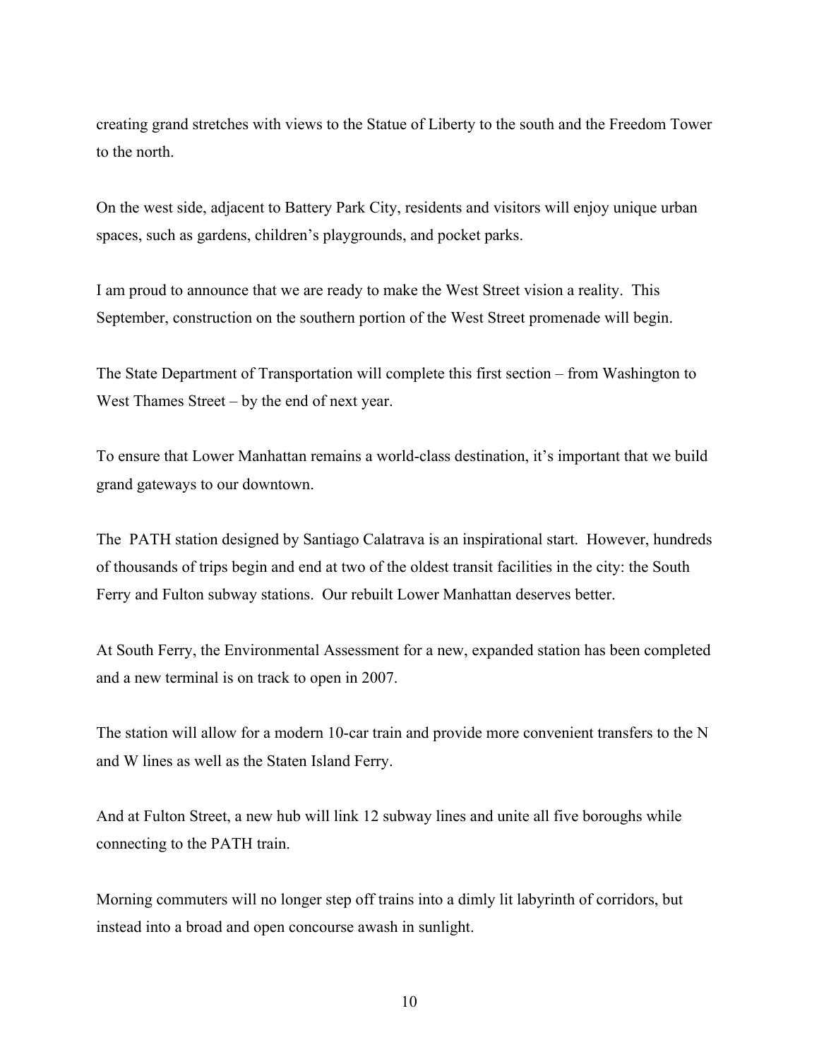creating grand stretches with views to the Statue of Liberty to the south and the Freedom Tower to the north.

On the west side, adjacent to Battery Park City, residents and visitors will enjoy unique urban spaces, such as gardens, children's playgrounds, and pocket parks.

I am proud to announce that we are ready to make the West Street vision a reality. This September, construction on the southern portion of the West Street promenade will begin.

The State Department of Transportation will complete this first section – from Washington to West Thames Street – by the end of next year.

To ensure that Lower Manhattan remains a world-class destination, it's important that we build grand gateways to our downtown.

The PATH station designed by Santiago Calatrava is an inspirational start. However, hundreds of thousands of trips begin and end at two of the oldest transit facilities in the city: the South Ferry and Fulton subway stations. Our rebuilt Lower Manhattan deserves better.

At South Ferry, the Environmental Assessment for a new, expanded station has been completed and a new terminal is on track to open in 2007.

The station will allow for a modern 10-car train and provide more convenient transfers to the N and W lines as well as the Staten Island Ferry.

And at Fulton Street, a new hub will link 12 subway lines and unite all five boroughs while connecting to the PATH train.

Morning commuters will no longer step off trains into a dimly lit labyrinth of corridors, but instead into a broad and open concourse awash in sunlight.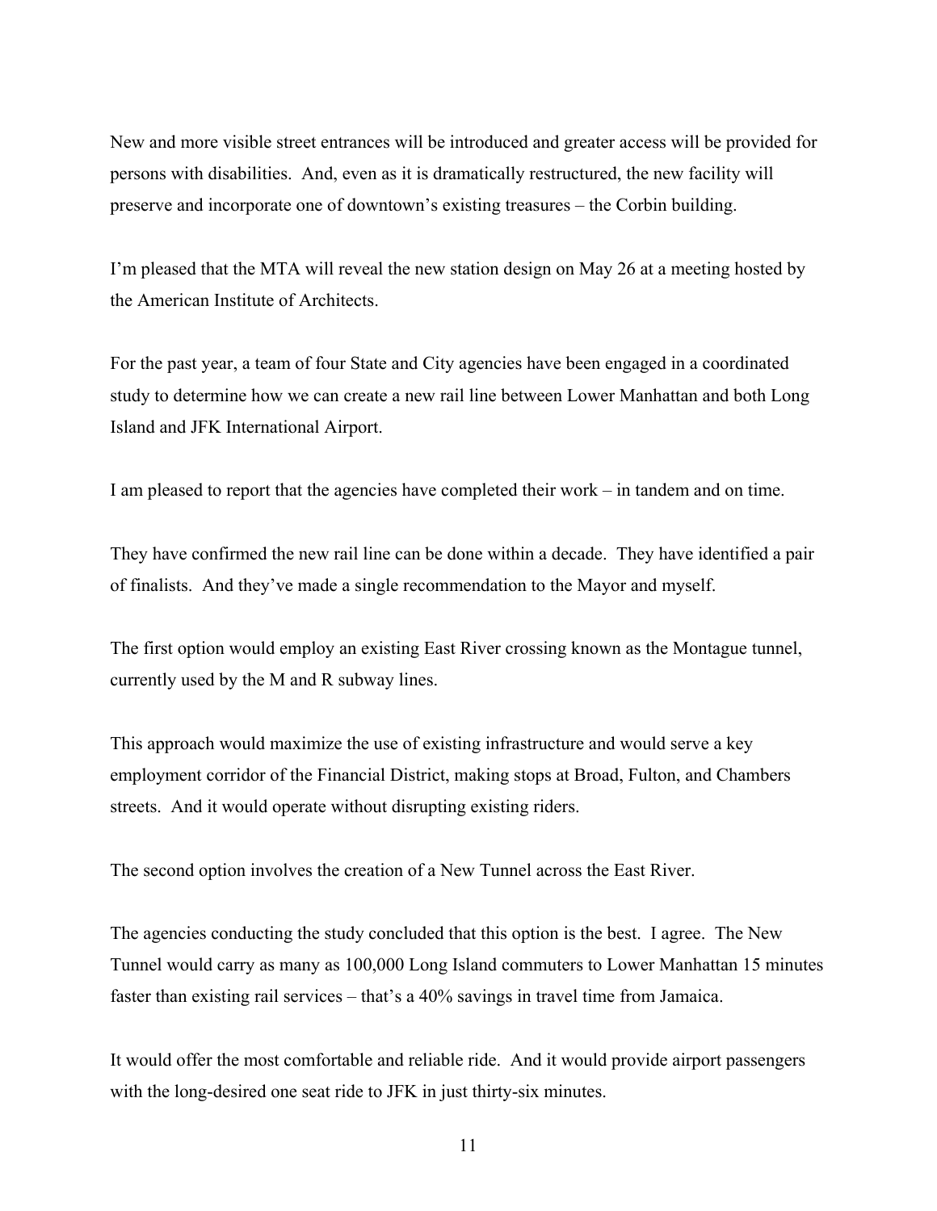New and more visible street entrances will be introduced and greater access will be provided for persons with disabilities. And, even as it is dramatically restructured, the new facility will preserve and incorporate one of downtown's existing treasures – the Corbin building.

I'm pleased that the MTA will reveal the new station design on May 26 at a meeting hosted by the American Institute of Architects.

For the past year, a team of four State and City agencies have been engaged in a coordinated study to determine how we can create a new rail line between Lower Manhattan and both Long Island and JFK International Airport.

I am pleased to report that the agencies have completed their work – in tandem and on time.

They have confirmed the new rail line can be done within a decade. They have identified a pair of finalists. And they've made a single recommendation to the Mayor and myself.

The first option would employ an existing East River crossing known as the Montague tunnel, currently used by the M and R subway lines.

This approach would maximize the use of existing infrastructure and would serve a key employment corridor of the Financial District, making stops at Broad, Fulton, and Chambers streets. And it would operate without disrupting existing riders.

The second option involves the creation of a New Tunnel across the East River.

The agencies conducting the study concluded that this option is the best. I agree. The New Tunnel would carry as many as 100,000 Long Island commuters to Lower Manhattan 15 minutes faster than existing rail services – that's a 40% savings in travel time from Jamaica.

It would offer the most comfortable and reliable ride. And it would provide airport passengers with the long-desired one seat ride to JFK in just thirty-six minutes.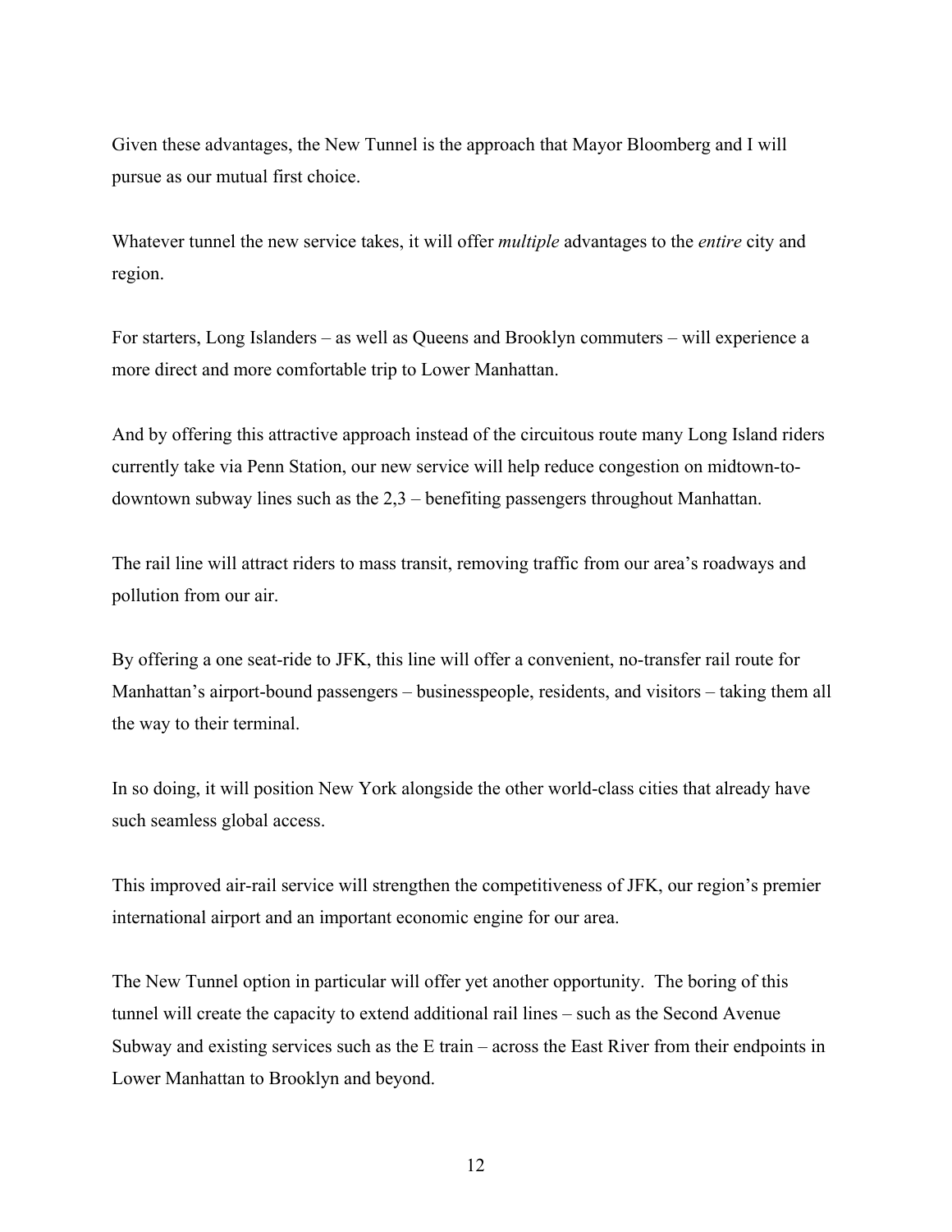Given these advantages, the New Tunnel is the approach that Mayor Bloomberg and I will pursue as our mutual first choice.

Whatever tunnel the new service takes, it will offer *multiple* advantages to the *entire* city and region.

For starters, Long Islanders – as well as Queens and Brooklyn commuters – will experience a more direct and more comfortable trip to Lower Manhattan.

And by offering this attractive approach instead of the circuitous route many Long Island riders currently take via Penn Station, our new service will help reduce congestion on midtown-to-downtown subway lines such as the 2,3 – benefiting passengers throughout Manhattan.

The rail line will attract riders to mass transit, removing traffic from our area's roadways and pollution from our air.

By offering a one seat-ride to JFK, this line will offer a convenient, no-transfer rail route for Manhattan's airport-bound passengers – businesspeople, residents, and visitors – taking them all the way to their terminal.

In so doing, it will position New York alongside the other world-class cities that already have such seamless global access.

This improved air-rail service will strengthen the competitiveness of JFK, our region's premier international airport and an important economic engine for our area.

The New Tunnel option in particular will offer yet another opportunity. The boring of this tunnel will create the capacity to extend additional rail lines – such as the Second Avenue Subway and existing services such as the E train – across the East River from their endpoints in Lower Manhattan to Brooklyn and beyond.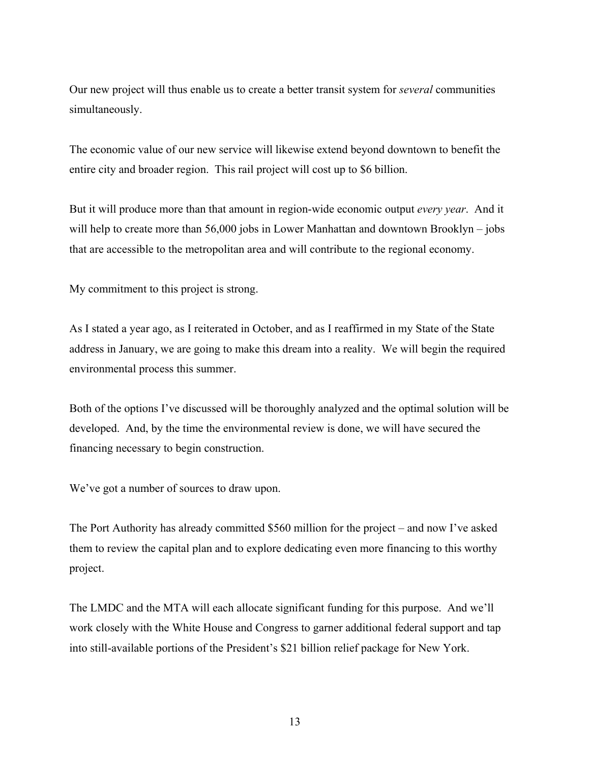Our new project will thus enable us to create a better transit system for *several* communities simultaneously.

The economic value of our new service will likewise extend beyond downtown to benefit the entire city and broader region. This rail project will cost up to $6 billion.

But it will produce more than that amount in region-wide economic output *every year*. And it will help to create more than 56,000 jobs in Lower Manhattan and downtown Brooklyn – jobs that are accessible to the metropolitan area and will contribute to the regional economy.

My commitment to this project is strong.

As I stated a year ago, as I reiterated in October, and as I reaffirmed in my State of the State address in January, we are going to make this dream into a reality. We will begin the required environmental process this summer.

Both of the options I've discussed will be thoroughly analyzed and the optimal solution will be developed. And, by the time the environmental review is done, we will have secured the financing necessary to begin construction.

We've got a number of sources to draw upon.

The Port Authority has already committed $560 million for the project – and now I've asked them to review the capital plan and to explore dedicating even more financing to this worthy project.

The LMDC and the MTA will each allocate significant funding for this purpose. And we'll work closely with the White House and Congress to garner additional federal support and tap into still-available portions of the President's $21 billion relief package for New York.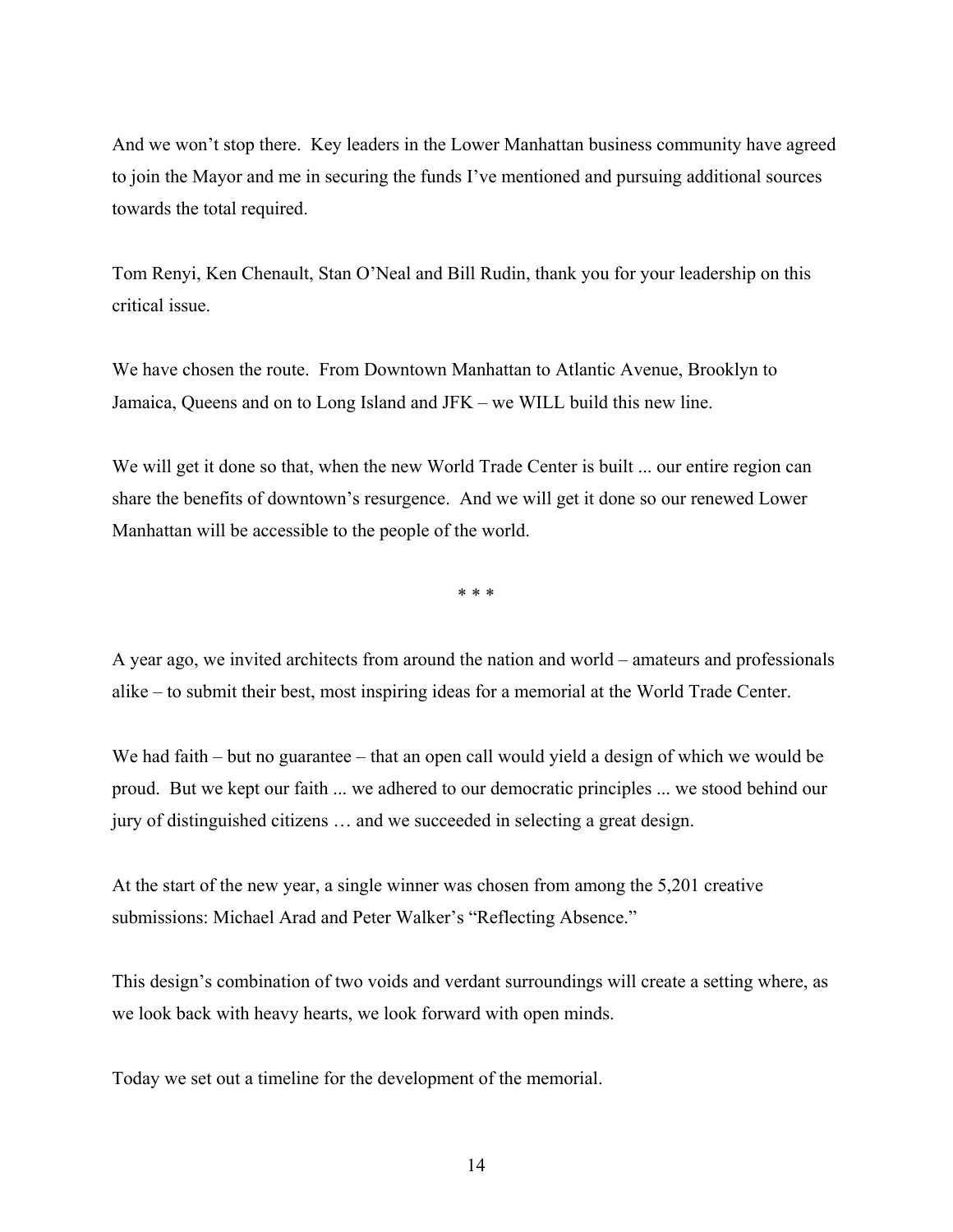And we won't stop there. Key leaders in the Lower Manhattan business community have agreed to join the Mayor and me in securing the funds I've mentioned and pursuing additional sources towards the total required.

Tom Renyi, Ken Chenault, Stan O'Neal and Bill Rudin, thank you for your leadership on this critical issue.

We have chosen the route. From Downtown Manhattan to Atlantic Avenue, Brooklyn to Jamaica, Queens and on to Long Island and JFK – we WILL build this new line.

We will get it done so that, when the new World Trade Center is built ... our entire region can share the benefits of downtown's resurgence. And we will get it done so our renewed Lower Manhattan will be accessible to the people of the world.

* * *

A year ago, we invited architects from around the nation and world – amateurs and professionals alike – to submit their best, most inspiring ideas for a memorial at the World Trade Center.

We had faith – but no guarantee – that an open call would yield a design of which we would be proud. But we kept our faith ... we adhered to our democratic principles ... we stood behind our jury of distinguished citizens … and we succeeded in selecting a great design.

At the start of the new year, a single winner was chosen from among the 5,201 creative submissions: Michael Arad and Peter Walker's "Reflecting Absence."

This design's combination of two voids and verdant surroundings will create a setting where, as we look back with heavy hearts, we look forward with open minds.

Today we set out a timeline for the development of the memorial.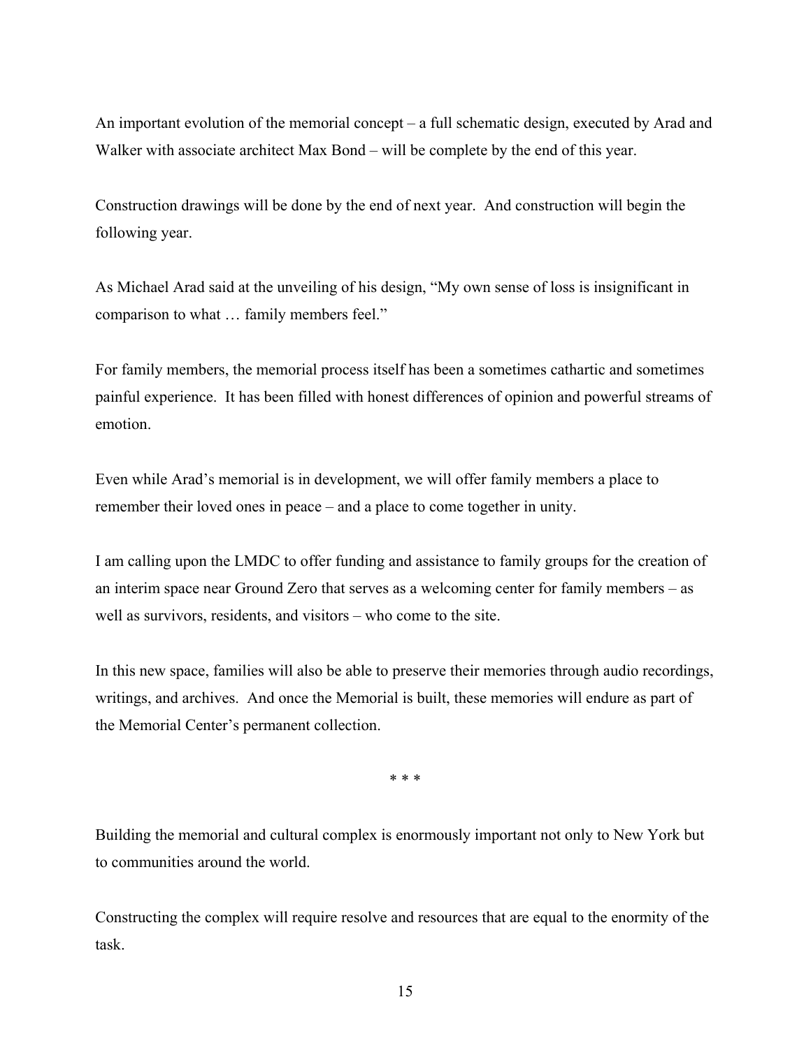An important evolution of the memorial concept – a full schematic design, executed by Arad and Walker with associate architect Max Bond – will be complete by the end of this year.

Construction drawings will be done by the end of next year. And construction will begin the following year.

As Michael Arad said at the unveiling of his design, "My own sense of loss is insignificant in comparison to what … family members feel."

For family members, the memorial process itself has been a sometimes cathartic and sometimes painful experience. It has been filled with honest differences of opinion and powerful streams of emotion.

Even while Arad's memorial is in development, we will offer family members a place to remember their loved ones in peace – and a place to come together in unity.

I am calling upon the LMDC to offer funding and assistance to family groups for the creation of an interim space near Ground Zero that serves as a welcoming center for family members – as well as survivors, residents, and visitors – who come to the site.

In this new space, families will also be able to preserve their memories through audio recordings, writings, and archives. And once the Memorial is built, these memories will endure as part of the Memorial Center's permanent collection.

\* \* \*

Building the memorial and cultural complex is enormously important not only to New York but to communities around the world.

Constructing the complex will require resolve and resources that are equal to the enormity of the task.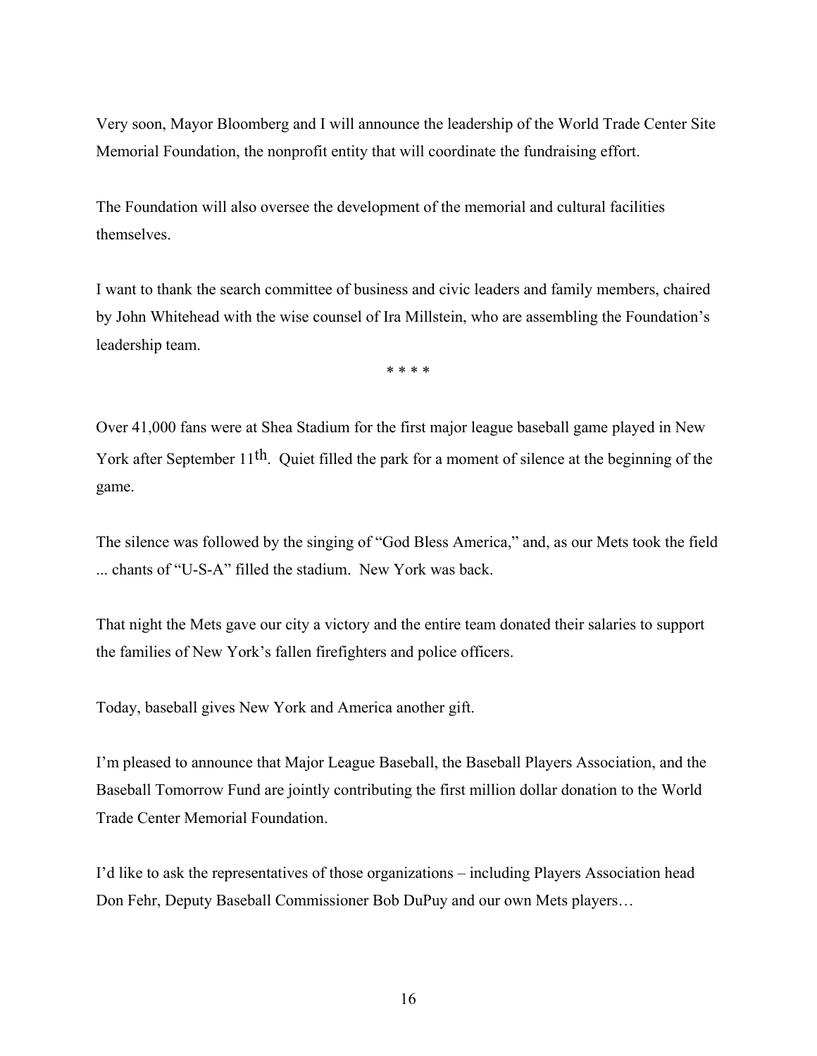Very soon, Mayor Bloomberg and I will announce the leadership of the World Trade Center Site Memorial Foundation, the nonprofit entity that will coordinate the fundraising effort.

The Foundation will also oversee the development of the memorial and cultural facilities themselves.

I want to thank the search committee of business and civic leaders and family members, chaired by John Whitehead with the wise counsel of Ira Millstein, who are assembling the Foundation's leadership team.

\* \* \* \*

Over 41,000 fans were at Shea Stadium for the first major league baseball game played in New York after September 11th. Quiet filled the park for a moment of silence at the beginning of the game.

The silence was followed by the singing of "God Bless America," and, as our Mets took the field ... chants of "U-S-A" filled the stadium. New York was back.

That night the Mets gave our city a victory and the entire team donated their salaries to support the families of New York's fallen firefighters and police officers.

Today, baseball gives New York and America another gift.

I'm pleased to announce that Major League Baseball, the Baseball Players Association, and the Baseball Tomorrow Fund are jointly contributing the first million dollar donation to the World Trade Center Memorial Foundation.

I'd like to ask the representatives of those organizations – including Players Association head Don Fehr, Deputy Baseball Commissioner Bob DuPuy and our own Mets players…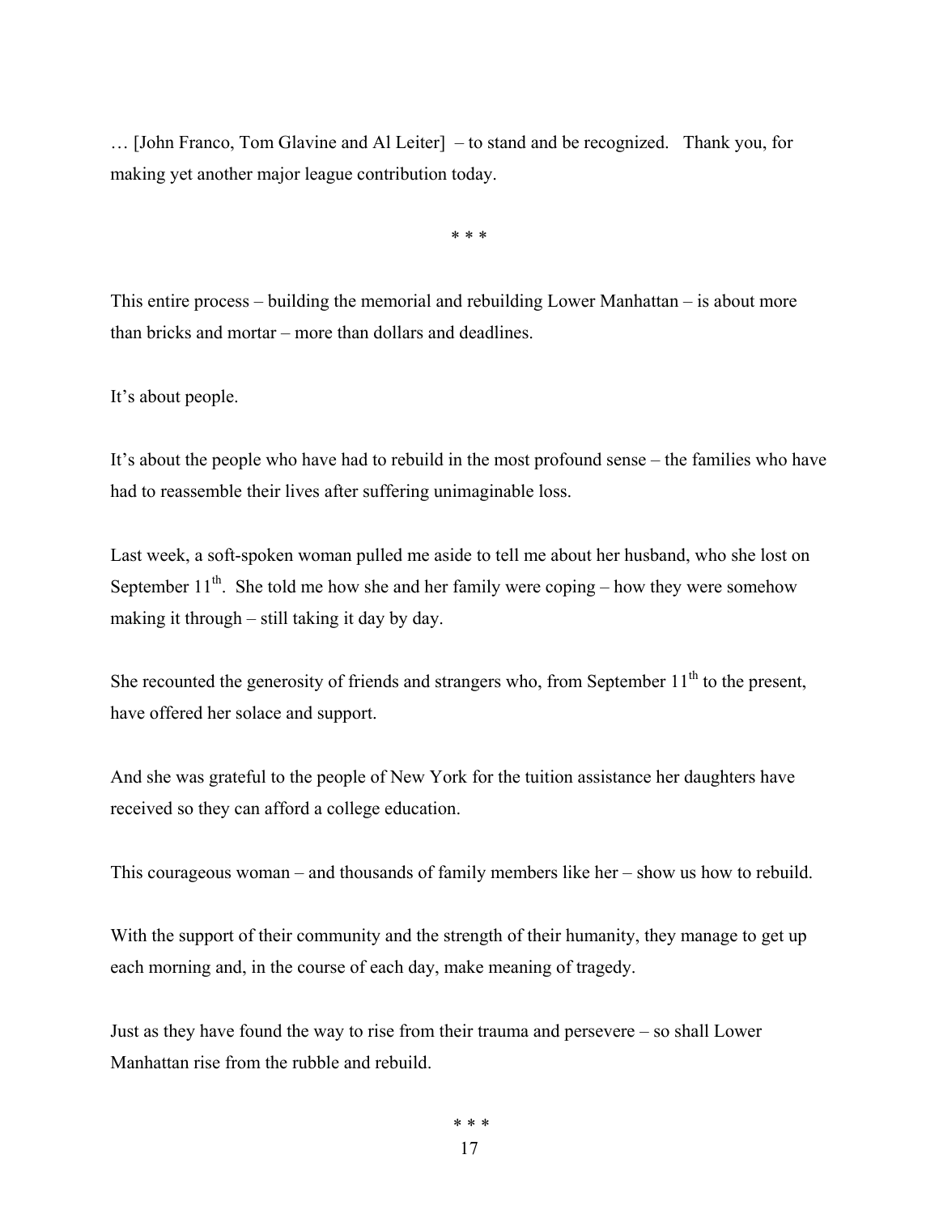… [John Franco, Tom Glavine and Al Leiter] – to stand and be recognized. Thank you, for making yet another major league contribution today.

* * *

This entire process – building the memorial and rebuilding Lower Manhattan – is about more than bricks and mortar – more than dollars and deadlines.

It's about people.

It's about the people who have had to rebuild in the most profound sense – the families who have had to reassemble their lives after suffering unimaginable loss.

Last week, a soft-spoken woman pulled me aside to tell me about her husband, who she lost on September 11th. She told me how she and her family were coping – how they were somehow making it through – still taking it day by day.

She recounted the generosity of friends and strangers who, from September 11th to the present, have offered her solace and support.

And she was grateful to the people of New York for the tuition assistance her daughters have received so they can afford a college education.

This courageous woman – and thousands of family members like her – show us how to rebuild.

With the support of their community and the strength of their humanity, they manage to get up each morning and, in the course of each day, make meaning of tragedy.

Just as they have found the way to rise from their trauma and persevere – so shall Lower Manhattan rise from the rubble and rebuild.

* * *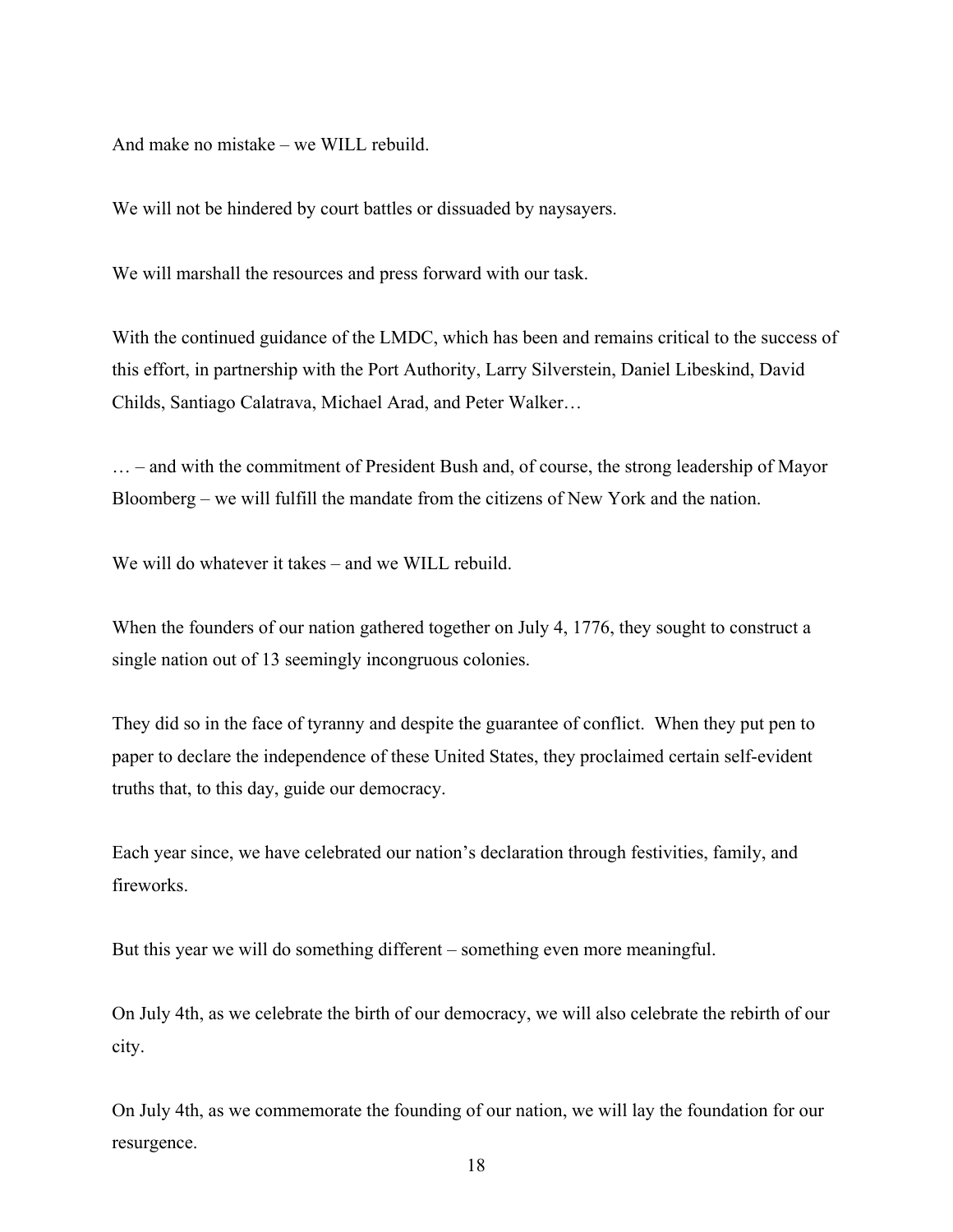And make no mistake – we WILL rebuild.

We will not be hindered by court battles or dissuaded by naysayers.

We will marshall the resources and press forward with our task.

With the continued guidance of the LMDC, which has been and remains critical to the success of this effort, in partnership with the Port Authority, Larry Silverstein, Daniel Libeskind, David Childs, Santiago Calatrava, Michael Arad, and Peter Walker…

… – and with the commitment of President Bush and, of course, the strong leadership of Mayor Bloomberg – we will fulfill the mandate from the citizens of New York and the nation.

We will do whatever it takes – and we WILL rebuild.

When the founders of our nation gathered together on July 4, 1776, they sought to construct a single nation out of 13 seemingly incongruous colonies.

They did so in the face of tyranny and despite the guarantee of conflict. When they put pen to paper to declare the independence of these United States, they proclaimed certain self-evident truths that, to this day, guide our democracy.

Each year since, we have celebrated our nation's declaration through festivities, family, and fireworks.

But this year we will do something different – something even more meaningful.

On July 4th, as we celebrate the birth of our democracy, we will also celebrate the rebirth of our city.

On July 4th, as we commemorate the founding of our nation, we will lay the foundation for our resurgence.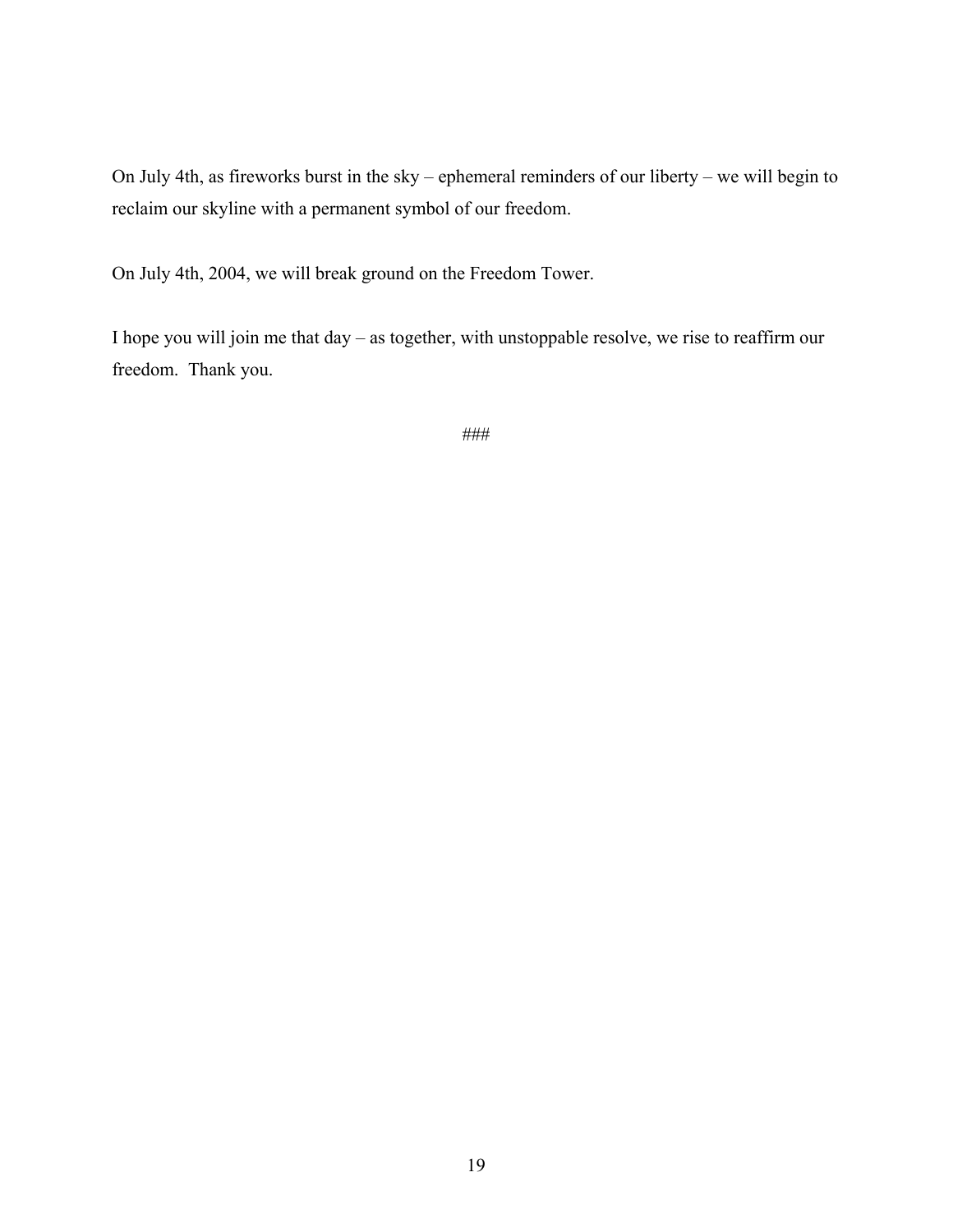On July 4th, as fireworks burst in the sky – ephemeral reminders of our liberty – we will begin to reclaim our skyline with a permanent symbol of our freedom.

On July 4th, 2004, we will break ground on the Freedom Tower.

I hope you will join me that day – as together, with unstoppable resolve, we rise to reaffirm our freedom. Thank you.

###